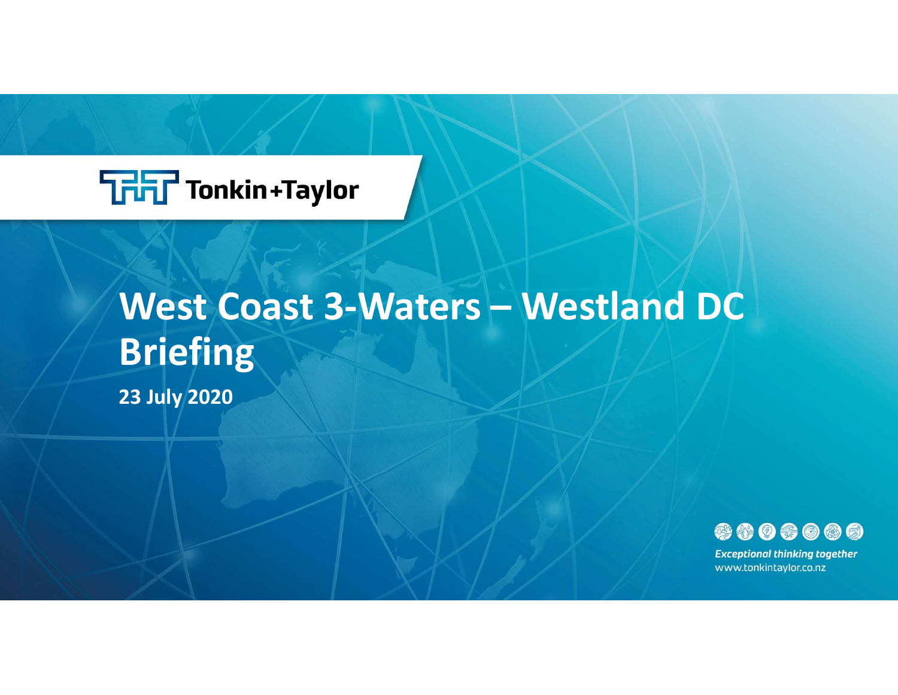Tonkin+Taylor

# West Coast 3-Waters – Westland DC Briefing

**23 July 2020**

*Exceptional thinking together*
www.tonkintaylor.co.nz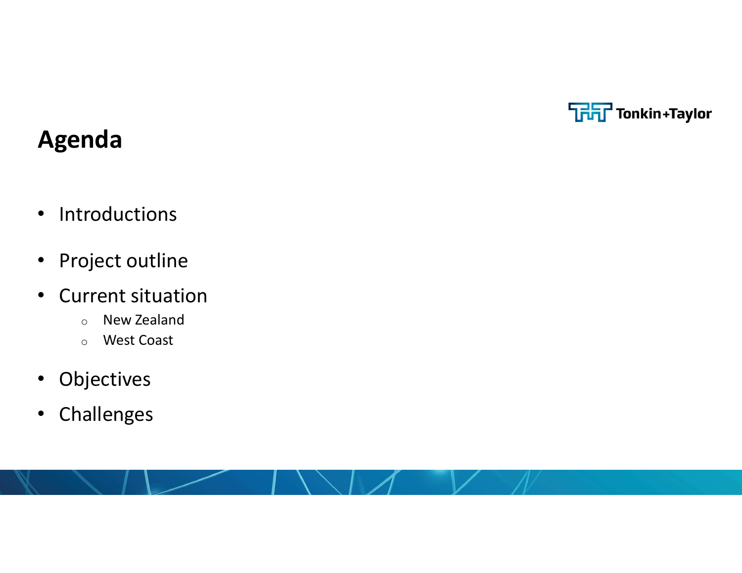# Agenda

- Introductions
- Project outline
- Current situation
  - New Zealand
  - West Coast
- Objectives
- Challenges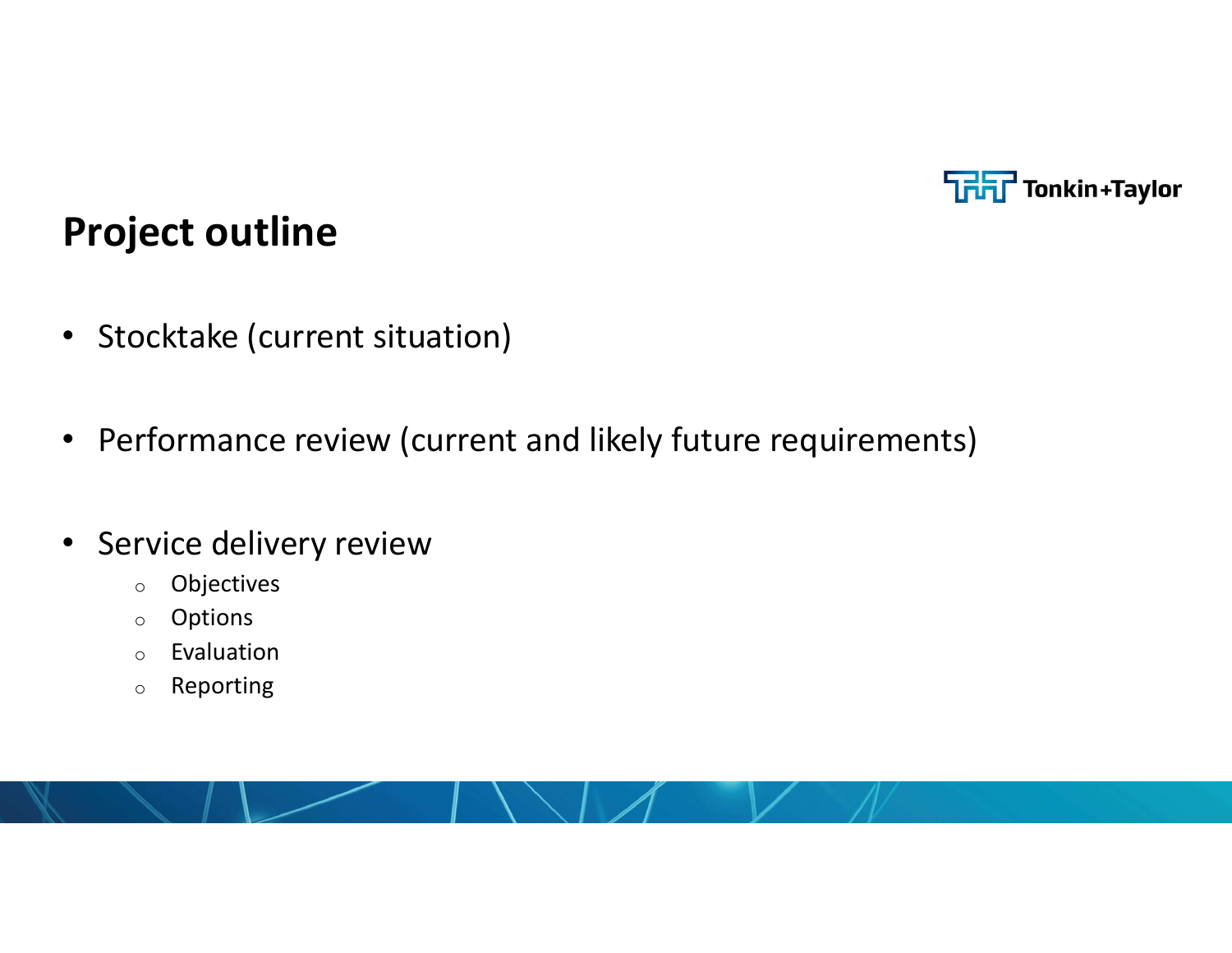# Project outline

- Stocktake (current situation)
- Performance review (current and likely future requirements)
- Service delivery review
  - Objectives
  - Options
  - Evaluation
  - Reporting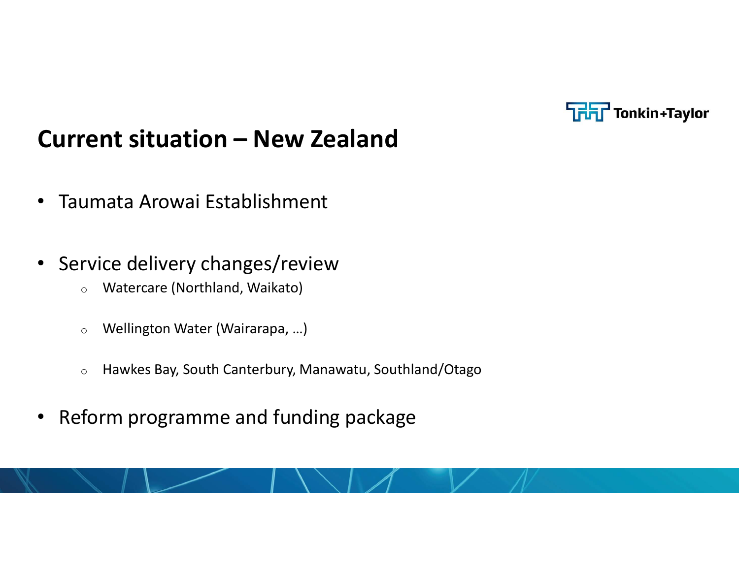## Current situation – New Zealand

- Taumata Arowai Establishment
- Service delivery changes/review
  - Watercare (Northland, Waikato)
  - Wellington Water (Wairarapa, …)
  - Hawkes Bay, South Canterbury, Manawatu, Southland/Otago
- Reform programme and funding package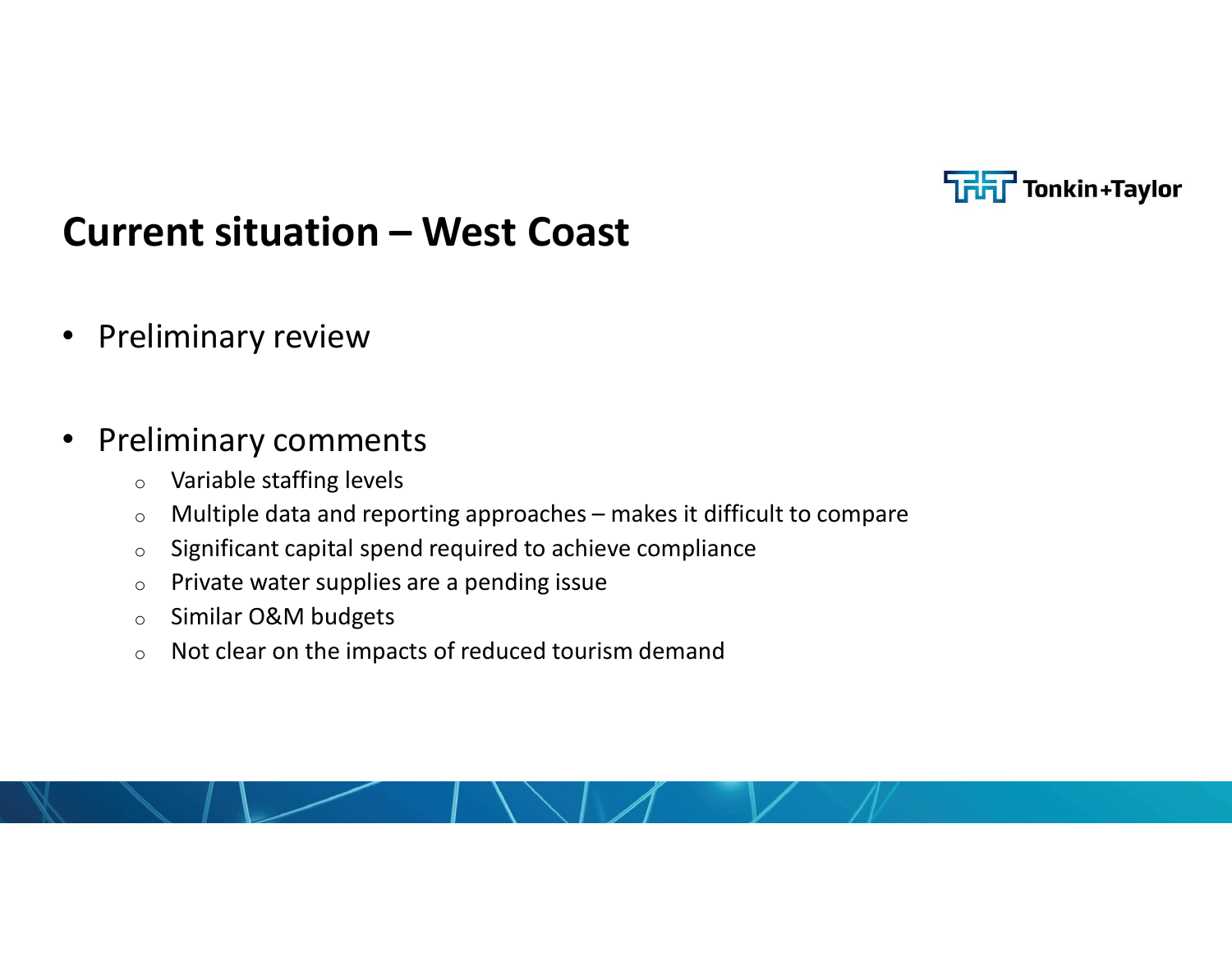# Current situation – West Coast

- Preliminary review

- Preliminary comments
  - Variable staffing levels
  - Multiple data and reporting approaches – makes it difficult to compare
  - Significant capital spend required to achieve compliance
  - Private water supplies are a pending issue
  - Similar O&M budgets
  - Not clear on the impacts of reduced tourism demand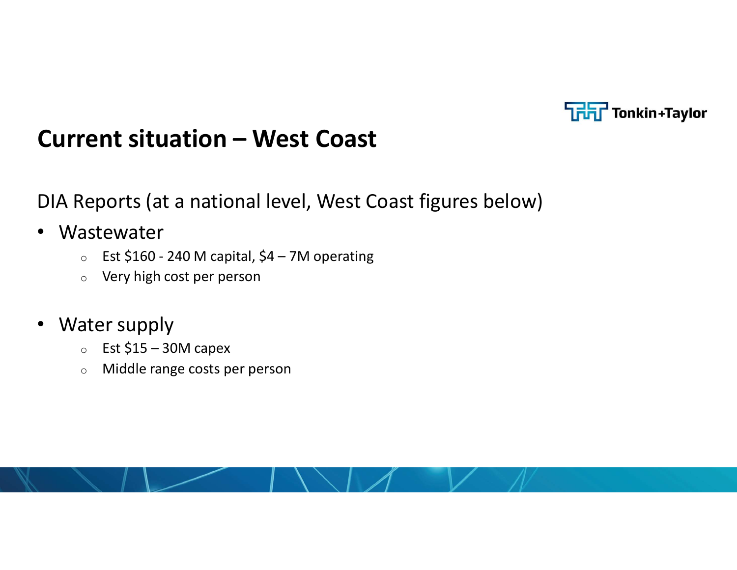## Current situation – West Coast

DIA Reports (at a national level, West Coast figures below)

- Wastewater
  - Est $160 - 240 M capital, $4 – 7M operating
  - Very high cost per person

- Water supply
  - Est $15 – 30M capex
  - Middle range costs per person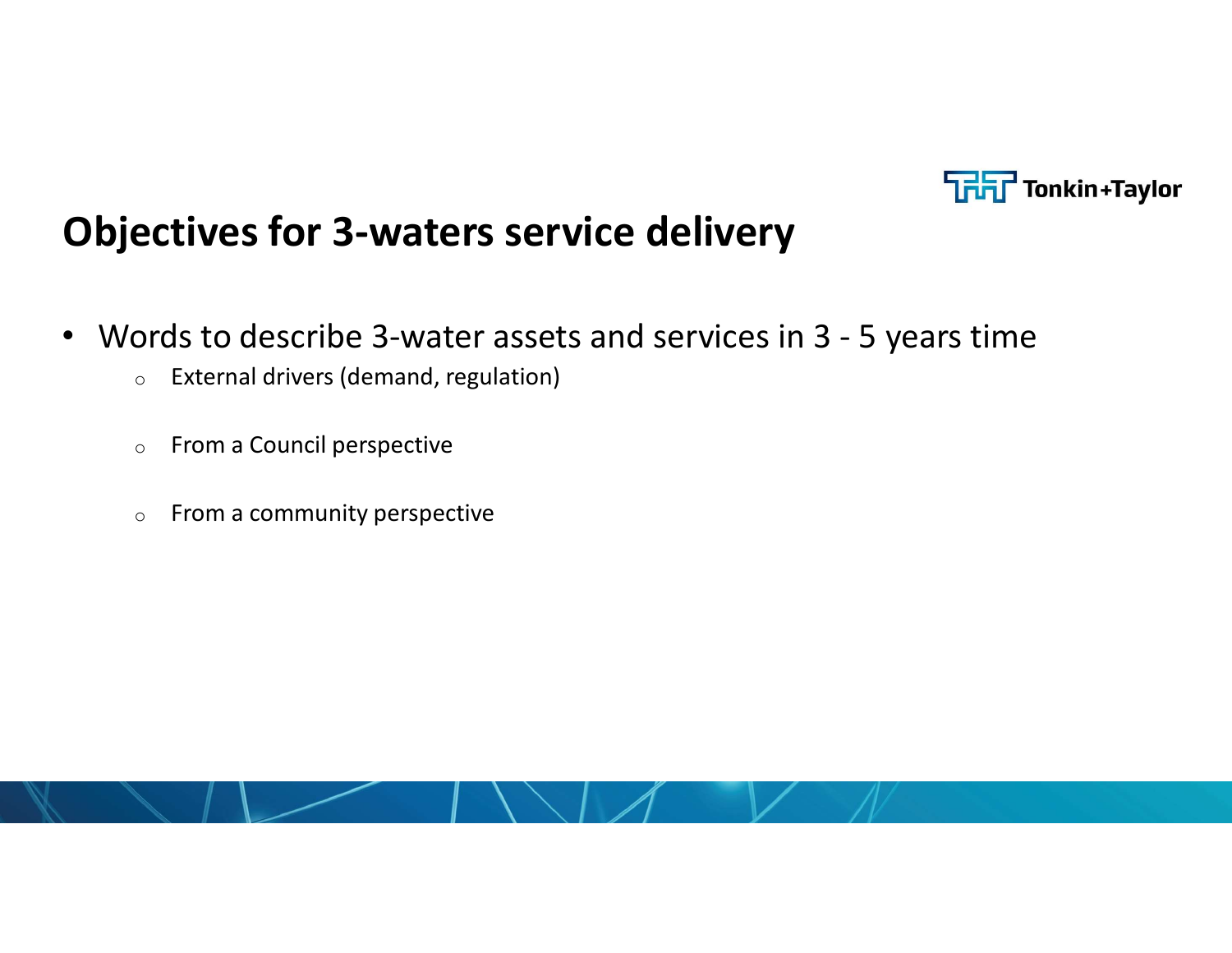# Objectives for 3-waters service delivery

- Words to describe 3-water assets and services in 3 - 5 years time
  - External drivers (demand, regulation)
  - From a Council perspective
  - From a community perspective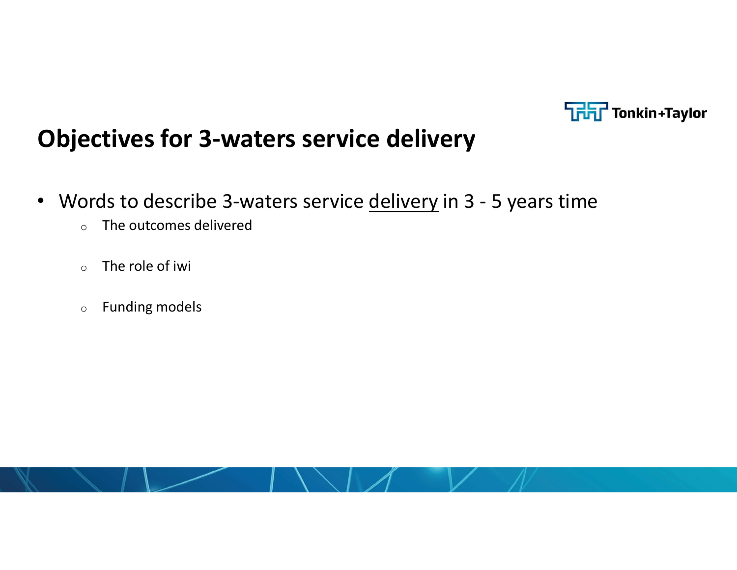# Objectives for 3-waters service delivery

- Words to describe 3-waters service <u>delivery</u> in 3 - 5 years time
  - The outcomes delivered
  - The role of iwi
  - Funding models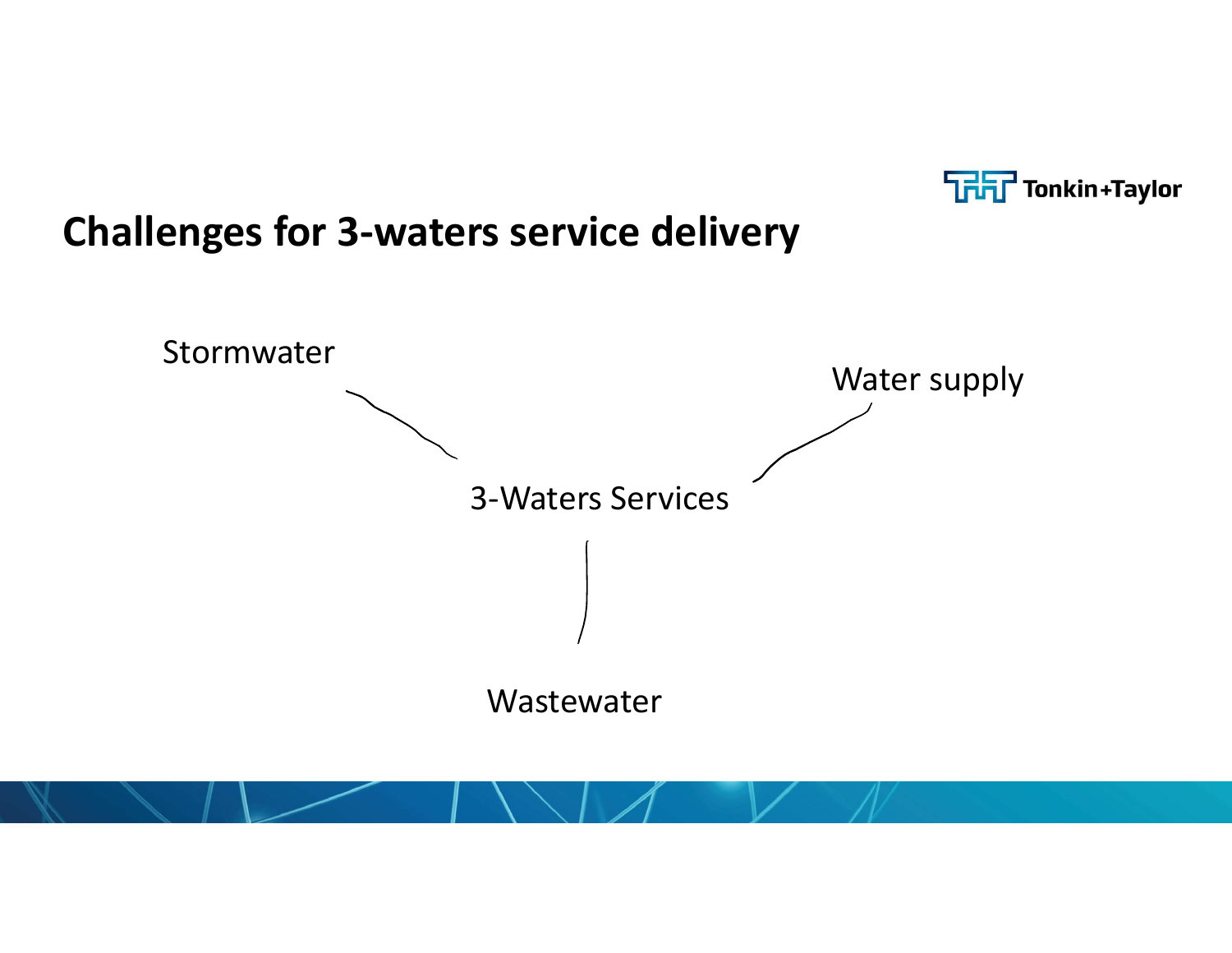## Challenges for 3-waters service delivery

Stormwater

Water supply

3-Waters Services

Wastewater